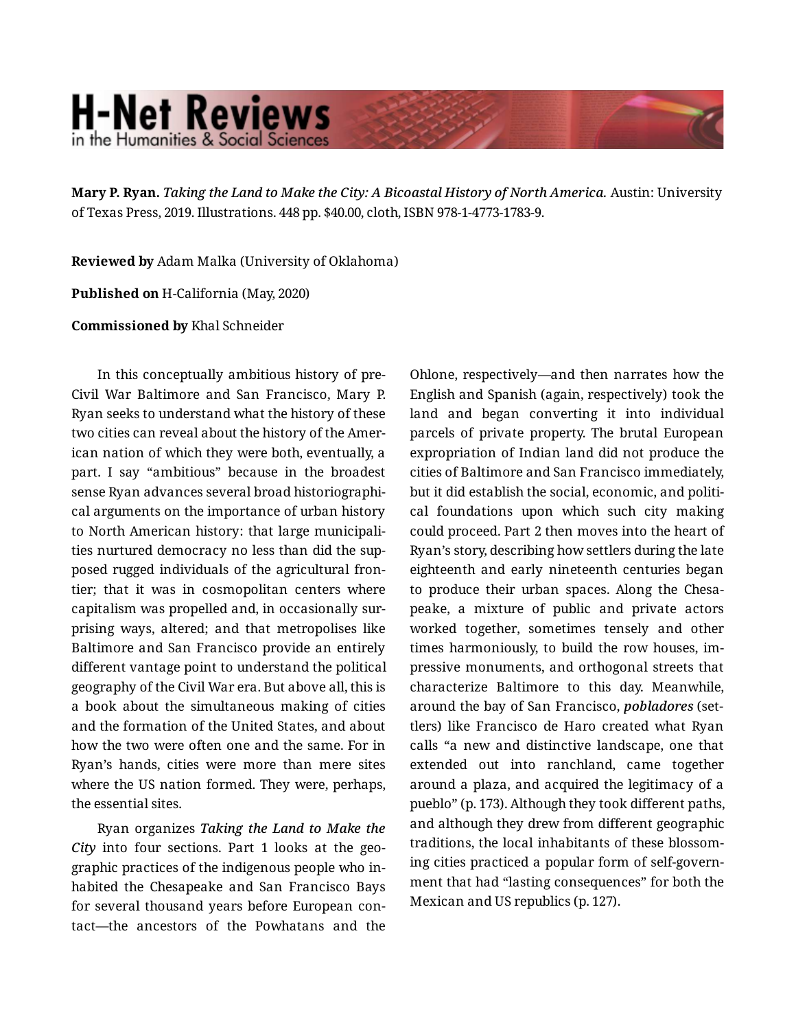**Mary P. Ryan.** *Taking the Land to Make the City: A Bicoastal History of North America.* Austin: University of Texas Press, 2019. Illustrations. 448 pp. $40.00, cloth, ISBN 978-1-4773-1783-9.

**Reviewed by** Adam Malka (University of Oklahoma)

**Published on** H-California (May, 2020)

**Commissioned by** Khal Schneider

In this conceptually ambitious history of pre-Civil War Baltimore and San Francisco, Mary P. Ryan seeks to understand what the history of these two cities can reveal about the history of the American nation of which they were both, eventually, a part. I say "ambitious" because in the broadest sense Ryan advances several broad historiographical arguments on the importance of urban history to North American history: that large municipalities nurtured democracy no less than did the supposed rugged individuals of the agricultural frontier; that it was in cosmopolitan centers where capitalism was propelled and, in occasionally surprising ways, altered; and that metropolises like Baltimore and San Francisco provide an entirely different vantage point to understand the political geography of the Civil War era. But above all, this is a book about the simultaneous making of cities and the formation of the United States, and about how the two were often one and the same. For in Ryan's hands, cities were more than mere sites where the US nation formed. They were, perhaps, the essential sites.

Ryan organizes *Taking the Land to Make the City* into four sections. Part 1 looks at the geographic practices of the indigenous people who inhabited the Chesapeake and San Francisco Bays for several thousand years before European contact—the ancestors of the Powhatans and the Ohlone, respectively—and then narrates how the English and Spanish (again, respectively) took the land and began converting it into individual parcels of private property. The brutal European expropriation of Indian land did not produce the cities of Baltimore and San Francisco immediately, but it did establish the social, economic, and political foundations upon which such city making could proceed. Part 2 then moves into the heart of Ryan's story, describing how settlers during the late eighteenth and early nineteenth centuries began to produce their urban spaces. Along the Chesapeake, a mixture of public and private actors worked together, sometimes tensely and other times harmoniously, to build the row houses, impressive monuments, and orthogonal streets that characterize Baltimore to this day. Meanwhile, around the bay of San Francisco, ***pobladores*** (settlers) like Francisco de Haro created what Ryan calls "a new and distinctive landscape, one that extended out into ranchland, came together around a plaza, and acquired the legitimacy of a pueblo" (p. 173). Although they took different paths, and although they drew from different geographic traditions, the local inhabitants of these blossoming cities practiced a popular form of self-government that had "lasting consequences" for both the Mexican and US republics (p. 127).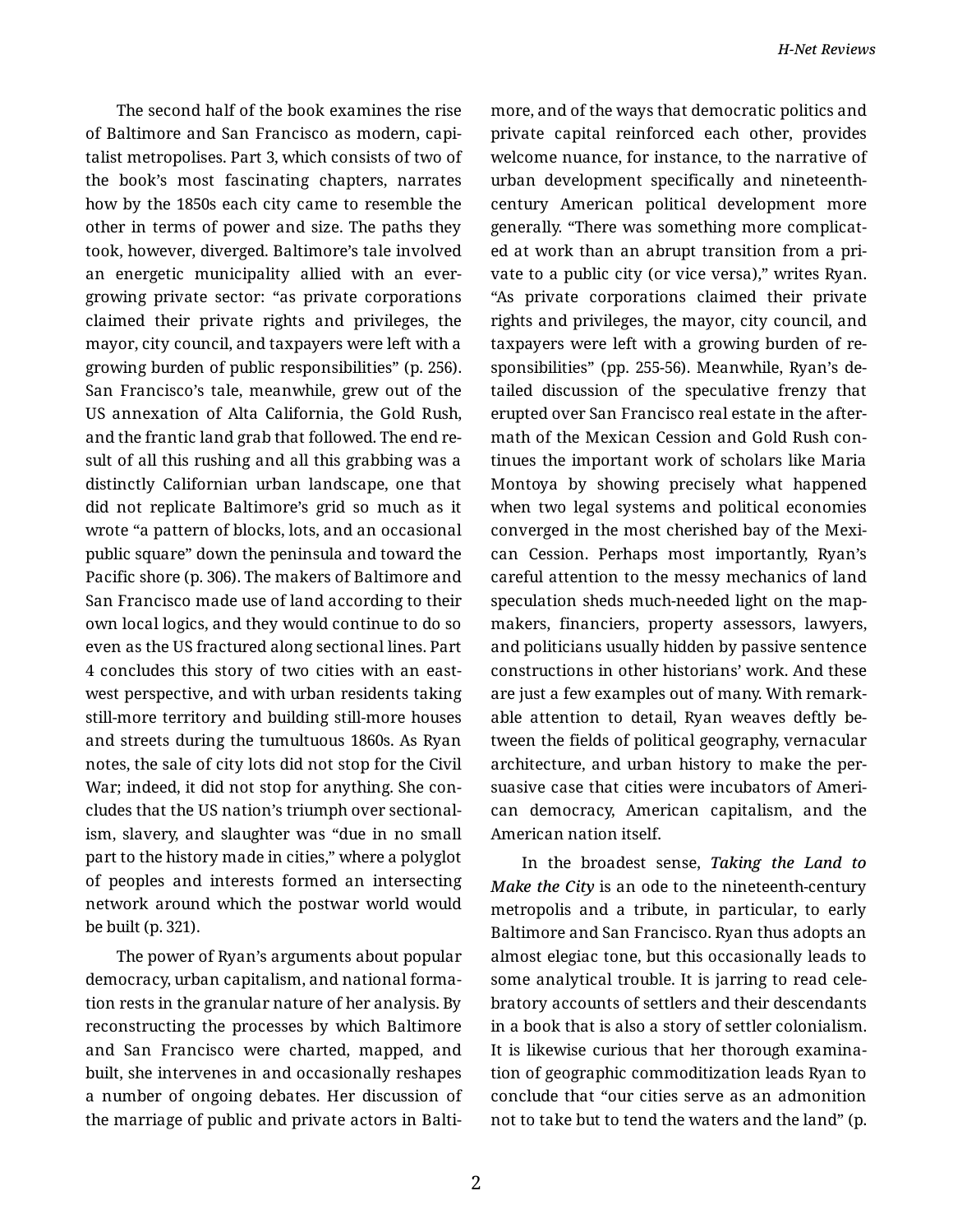The second half of the book examines the rise of Baltimore and San Francisco as modern, capitalist metropolises. Part 3, which consists of two of the book's most fascinating chapters, narrates how by the 1850s each city came to resemble the other in terms of power and size. The paths they took, however, diverged. Baltimore's tale involved an energetic municipality allied with an ever-growing private sector: "as private corporations claimed their private rights and privileges, the mayor, city council, and taxpayers were left with a growing burden of public responsibilities" (p. 256). San Francisco's tale, meanwhile, grew out of the US annexation of Alta California, the Gold Rush, and the frantic land grab that followed. The end result of all this rushing and all this grabbing was a distinctly Californian urban landscape, one that did not replicate Baltimore's grid so much as it wrote "a pattern of blocks, lots, and an occasional public square" down the peninsula and toward the Pacific shore (p. 306). The makers of Baltimore and San Francisco made use of land according to their own local logics, and they would continue to do so even as the US fractured along sectional lines. Part 4 concludes this story of two cities with an east-west perspective, and with urban residents taking still-more territory and building still-more houses and streets during the tumultuous 1860s. As Ryan notes, the sale of city lots did not stop for the Civil War; indeed, it did not stop for anything. She concludes that the US nation's triumph over sectionalism, slavery, and slaughter was "due in no small part to the history made in cities," where a polyglot of peoples and interests formed an intersecting network around which the postwar world would be built (p. 321).

The power of Ryan's arguments about popular democracy, urban capitalism, and national formation rests in the granular nature of her analysis. By reconstructing the processes by which Baltimore and San Francisco were charted, mapped, and built, she intervenes in and occasionally reshapes a number of ongoing debates. Her discussion of the marriage of public and private actors in Baltimore, and of the ways that democratic politics and private capital reinforced each other, provides welcome nuance, for instance, to the narrative of urban development specifically and nineteenth-century American political development more generally. "There was something more complicated at work than an abrupt transition from a private to a public city (or vice versa)," writes Ryan. "As private corporations claimed their private rights and privileges, the mayor, city council, and taxpayers were left with a growing burden of responsibilities" (pp. 255-56). Meanwhile, Ryan's detailed discussion of the speculative frenzy that erupted over San Francisco real estate in the aftermath of the Mexican Cession and Gold Rush continues the important work of scholars like Maria Montoya by showing precisely what happened when two legal systems and political economies converged in the most cherished bay of the Mexican Cession. Perhaps most importantly, Ryan's careful attention to the messy mechanics of land speculation sheds much-needed light on the mapmakers, financiers, property assessors, lawyers, and politicians usually hidden by passive sentence constructions in other historians' work. And these are just a few examples out of many. With remarkable attention to detail, Ryan weaves deftly between the fields of political geography, vernacular architecture, and urban history to make the persuasive case that cities were incubators of American democracy, American capitalism, and the American nation itself.

In the broadest sense, ***Taking the Land to Make the City*** is an ode to the nineteenth-century metropolis and a tribute, in particular, to early Baltimore and San Francisco. Ryan thus adopts an almost elegiac tone, but this occasionally leads to some analytical trouble. It is jarring to read celebratory accounts of settlers and their descendants in a book that is also a story of settler colonialism. It is likewise curious that her thorough examination of geographic commoditization leads Ryan to conclude that "our cities serve as an admonition not to take but to tend the waters and the land" (p.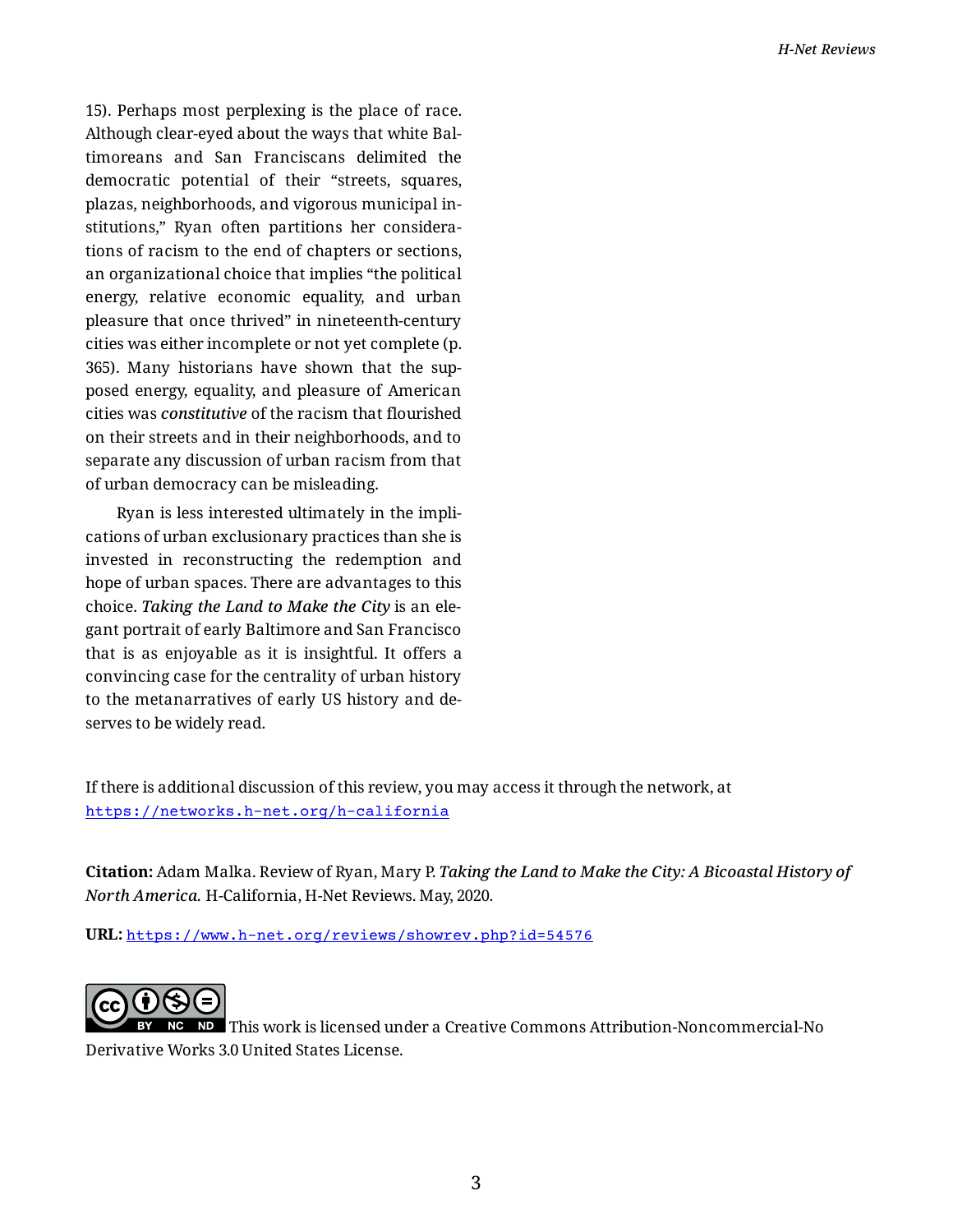15). Perhaps most perplexing is the place of race. Although clear-eyed about the ways that white Baltimoreans and San Franciscans delimited the democratic potential of their "streets, squares, plazas, neighborhoods, and vigorous municipal institutions," Ryan often partitions her considerations of racism to the end of chapters or sections, an organizational choice that implies "the political energy, relative economic equality, and urban pleasure that once thrived" in nineteenth-century cities was either incomplete or not yet complete (p. 365). Many historians have shown that the supposed energy, equality, and pleasure of American cities was *constitutive* of the racism that flourished on their streets and in their neighborhoods, and to separate any discussion of urban racism from that of urban democracy can be misleading.

Ryan is less interested ultimately in the implications of urban exclusionary practices than she is invested in reconstructing the redemption and hope of urban spaces. There are advantages to this choice. *Taking the Land to Make the City* is an elegant portrait of early Baltimore and San Francisco that is as enjoyable as it is insightful. It offers a convincing case for the centrality of urban history to the metanarratives of early US history and deserves to be widely read.

If there is additional discussion of this review, you may access it through the network, at https://networks.h-net.org/h-california

**Citation:** Adam Malka. Review of Ryan, Mary P. *Taking the Land to Make the City: A Bicoastal History of North America.* H-California, H-Net Reviews. May, 2020.

**URL:** https://www.h-net.org/reviews/showrev.php?id=54576

This work is licensed under a Creative Commons Attribution-Noncommercial-No Derivative Works 3.0 United States License.